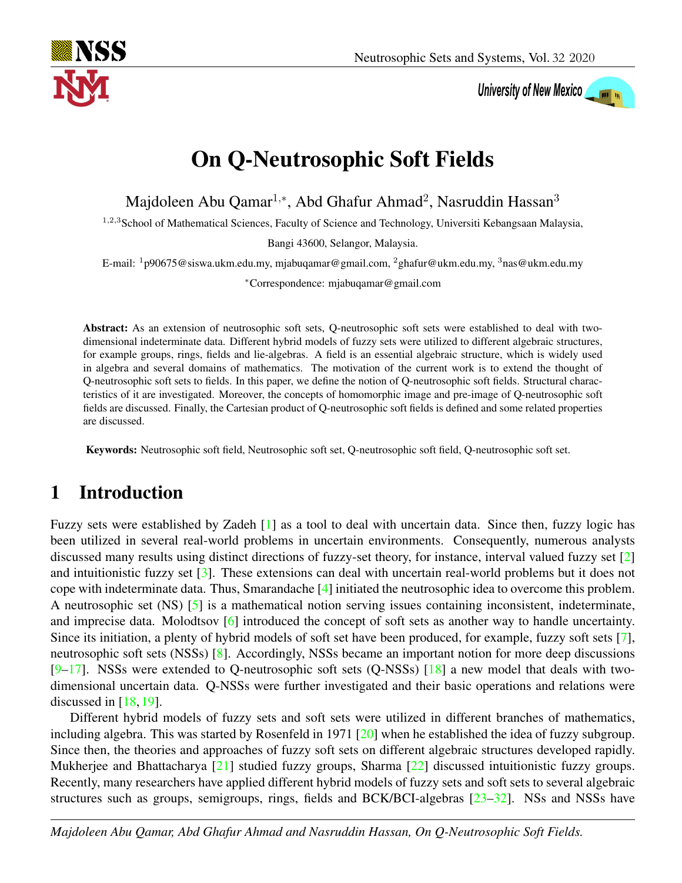# On Q-Neutrosophic Soft Fields

Majdoleen Abu Qamar[1,*], Abd Ghafur Ahmad[2], Nasruddin Hassan[3]

[1,2,3]School of Mathematical Sciences, Faculty of Science and Technology, Universiti Kebangsaan Malaysia, Bangi 43600, Selangor, Malaysia.

E-mail: [1]p90675@siswa.ukm.edu.my, mjabuqamar@gmail.com, [2]ghafur@ukm.edu.my, [3]nas@ukm.edu.my

[*]Correspondence: mjabuqamar@gmail.com

**Abstract:** As an extension of neutrosophic soft sets, Q-neutrosophic soft sets were established to deal with two-dimensional indeterminate data. Different hybrid models of fuzzy sets were utilized to different algebraic structures, for example groups, rings, fields and lie-algebras. A field is an essential algebraic structure, which is widely used in algebra and several domains of mathematics. The motivation of the current work is to extend the thought of Q-neutrosophic soft sets to fields. In this paper, we define the notion of Q-neutrosophic soft fields. Structural characteristics of it are investigated. Moreover, the concepts of homomorphic image and pre-image of Q-neutrosophic soft fields are discussed. Finally, the Cartesian product of Q-neutrosophic soft fields is defined and some related properties are discussed.

**Keywords:** Neutrosophic soft field, Neutrosophic soft set, Q-neutrosophic soft field, Q-neutrosophic soft set.

## 1 Introduction

Fuzzy sets were established by Zadeh [1] as a tool to deal with uncertain data. Since then, fuzzy logic has been utilized in several real-world problems in uncertain environments. Consequently, numerous analysts discussed many results using distinct directions of fuzzy-set theory, for instance, interval valued fuzzy set [2] and intuitionistic fuzzy set [3]. These extensions can deal with uncertain real-world problems but it does not cope with indeterminate data. Thus, Smarandache [4] initiated the neutrosophic idea to overcome this problem. A neutrosophic set (NS) [5] is a mathematical notion serving issues containing inconsistent, indeterminate, and imprecise data. Molodtsov [6] introduced the concept of soft sets as another way to handle uncertainty. Since its initiation, a plenty of hybrid models of soft set have been produced, for example, fuzzy soft sets [7], neutrosophic soft sets (NSSs) [8]. Accordingly, NSSs became an important notion for more deep discussions [9–17]. NSSs were extended to Q-neutrosophic soft sets (Q-NSSs) [18] a new model that deals with two-dimensional uncertain data. Q-NSSs were further investigated and their basic operations and relations were discussed in [18, 19].

Different hybrid models of fuzzy sets and soft sets were utilized in different branches of mathematics, including algebra. This was started by Rosenfeld in 1971 [20] when he established the idea of fuzzy subgroup. Since then, the theories and approaches of fuzzy soft sets on different algebraic structures developed rapidly. Mukherjee and Bhattacharya [21] studied fuzzy groups, Sharma [22] discussed intuitionistic fuzzy groups. Recently, many researchers have applied different hybrid models of fuzzy sets and soft sets to several algebraic structures such as groups, semigroups, rings, fields and BCK/BCI-algebras [23–32]. NSs and NSSs have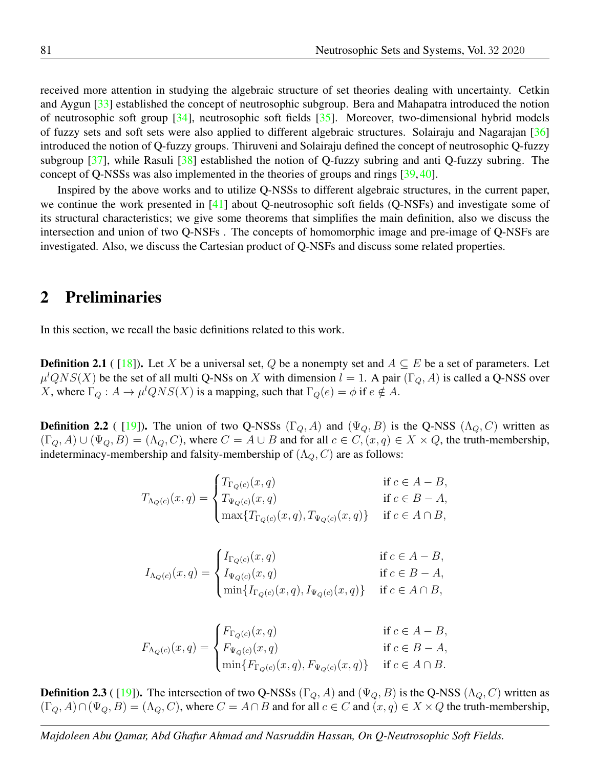received more attention in studying the algebraic structure of set theories dealing with uncertainty. Cetkin and Aygun [33] established the concept of neutrosophic subgroup. Bera and Mahapatra introduced the notion of neutrosophic soft group [34], neutrosophic soft fields [35]. Moreover, two-dimensional hybrid models of fuzzy sets and soft sets were also applied to different algebraic structures. Solairaju and Nagarajan [36] introduced the notion of Q-fuzzy groups. Thiruveni and Solairaju defined the concept of neutrosophic Q-fuzzy subgroup [37], while Rasuli [38] established the notion of Q-fuzzy subring and anti Q-fuzzy subring. The concept of Q-NSSs was also implemented in the theories of groups and rings [39, 40].

Inspired by the above works and to utilize Q-NSSs to different algebraic structures, in the current paper, we continue the work presented in [41] about Q-neutrosophic soft fields (Q-NSFs) and investigate some of its structural characteristics; we give some theorems that simplifies the main definition, also we discuss the intersection and union of two Q-NSFs . The concepts of homomorphic image and pre-image of Q-NSFs are investigated. Also, we discuss the Cartesian product of Q-NSFs and discuss some related properties.

## 2 Preliminaries

In this section, we recall the basic definitions related to this work.

**Definition 2.1** ( [18]). Let $X$ be a universal set, $Q$ be a nonempty set and $A \subseteq E$ be a set of parameters. Let $\mu^l QNS(X)$ be the set of all multi Q-NSs on $X$ with dimension $l = 1$. A pair $(\Gamma_Q, A)$ is called a Q-NSS over $X$, where $\Gamma_Q : A \to \mu^l QNS(X)$ is a mapping, such that $\Gamma_Q(e) = \phi$ if $e \notin A$.

**Definition 2.2** ( [19]). The union of two Q-NSSs $(\Gamma_Q, A)$ and $(\Psi_Q, B)$ is the Q-NSS $(\Lambda_Q, C)$ written as $(\Gamma_Q, A) \cup (\Psi_Q, B) = (\Lambda_Q, C)$, where $C = A \cup B$ and for all $c \in C, (x, q) \in X \times Q$, the truth-membership, indeterminacy-membership and falsity-membership of $(\Lambda_Q, C)$ are as follows:

$$T_{\Lambda_Q(c)}(x,q) = \begin{cases} T_{\Gamma_Q(c)}(x,q) & \text{if } c \in A - B, \\ T_{\Psi_Q(c)}(x,q) & \text{if } c \in B - A, \\ \max\{T_{\Gamma_Q(c)}(x,q), T_{\Psi_Q(c)}(x,q)\} & \text{if } c \in A \cap B, \end{cases}$$

$$I_{\Lambda_Q(c)}(x,q) = \begin{cases} I_{\Gamma_Q(c)}(x,q) & \text{if } c \in A - B, \\ I_{\Psi_Q(c)}(x,q) & \text{if } c \in B - A, \\ \min\{I_{\Gamma_Q(c)}(x,q), I_{\Psi_Q(c)}(x,q)\} & \text{if } c \in A \cap B, \end{cases}$$

$$F_{\Lambda_Q(c)}(x,q) = \begin{cases} F_{\Gamma_Q(c)}(x,q) & \text{if } c \in A - B, \\ F_{\Psi_Q(c)}(x,q) & \text{if } c \in B - A, \\ \min\{F_{\Gamma_Q(c)}(x,q), F_{\Psi_Q(c)}(x,q)\} & \text{if } c \in A \cap B. \end{cases}$$

**Definition 2.3** ( [19]). The intersection of two Q-NSSs $(\Gamma_Q, A)$ and $(\Psi_Q, B)$ is the Q-NSS $(\Lambda_Q, C)$ written as $(\Gamma_Q, A) \cap (\Psi_Q, B) = (\Lambda_Q, C)$, where $C = A \cap B$ and for all $c \in C$ and $(x, q) \in X \times Q$ the truth-membership,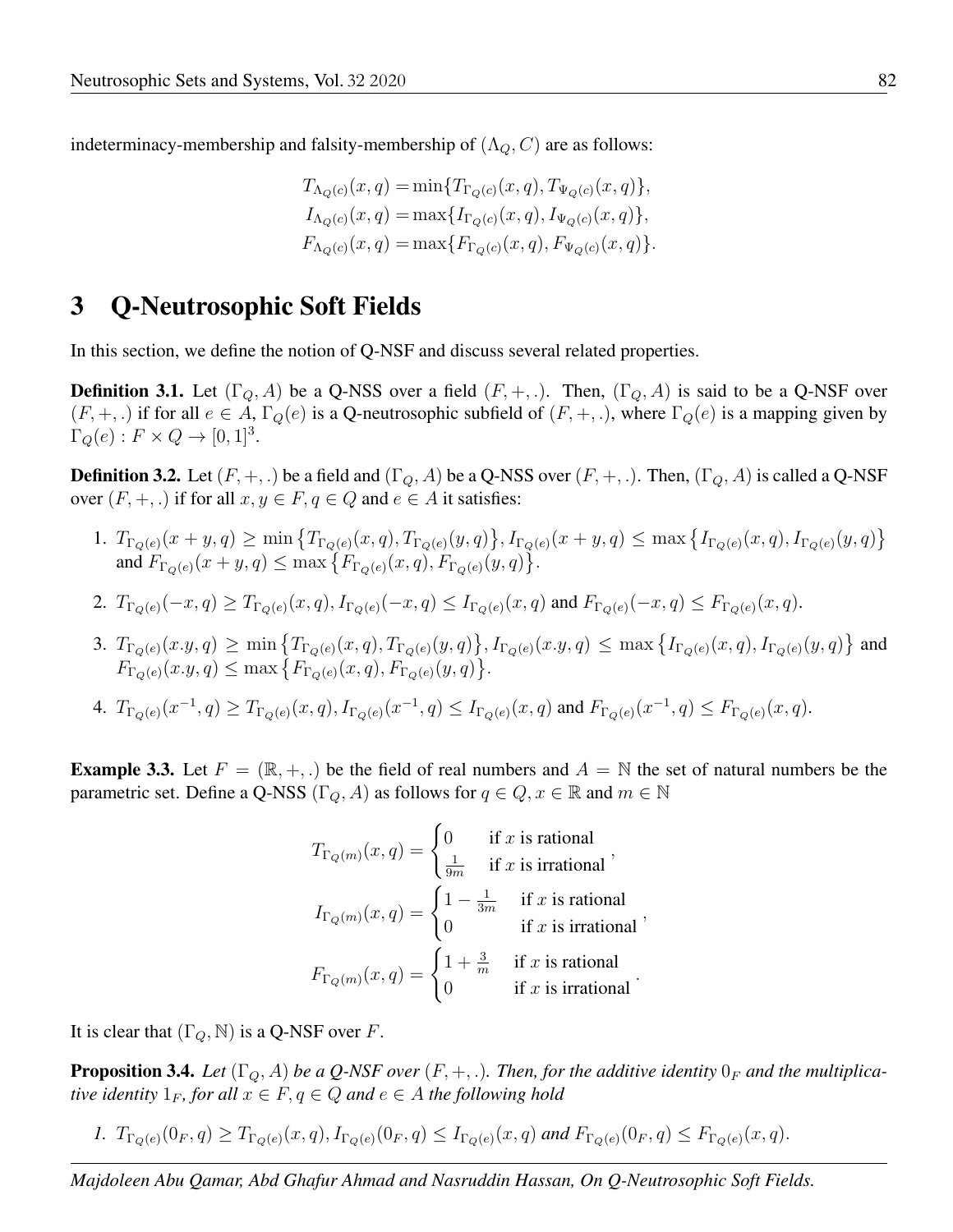indeterminacy-membership and falsity-membership of $(\Lambda_Q, C)$ are as follows:

$$
\begin{aligned}
T_{\Lambda_Q(c)}(x,q) &= \min\{T_{\Gamma_Q(c)}(x,q), T_{\Psi_Q(c)}(x,q)\},\\
I_{\Lambda_Q(c)}(x,q) &= \max\{I_{\Gamma_Q(c)}(x,q), I_{\Psi_Q(c)}(x,q)\},\\
F_{\Lambda_Q(c)}(x,q) &= \max\{F_{\Gamma_Q(c)}(x,q), F_{\Psi_Q(c)}(x,q)\}.
\end{aligned}
$$

# 3 Q-Neutrosophic Soft Fields

In this section, we define the notion of Q-NSF and discuss several related properties.

**Definition 3.1.** Let $(\Gamma_Q, A)$ be a Q-NSS over a field $(F, +, .)$. Then, $(\Gamma_Q, A)$ is said to be a Q-NSF over $(F, +, .)$ if for all $e \in A$, $\Gamma_Q(e)$ is a Q-neutrosophic subfield of $(F, +, .)$, where $\Gamma_Q(e)$ is a mapping given by $\Gamma_Q(e) : F \times Q \to [0, 1]^3$.

**Definition 3.2.** Let $(F, +, .)$ be a field and $(\Gamma_Q, A)$ be a Q-NSS over $(F, +, .)$. Then, $(\Gamma_Q, A)$ is called a Q-NSF over $(F, +, .)$ if for all $x, y \in F, q \in Q$ and $e \in A$ it satisfies:

1. $T_{\Gamma_Q(e)}(x+y,q) \geq \min\{T_{\Gamma_Q(e)}(x,q), T_{\Gamma_Q(e)}(y,q)\}, I_{\Gamma_Q(e)}(x+y,q) \leq \max\{I_{\Gamma_Q(e)}(x,q), I_{\Gamma_Q(e)}(y,q)\}$ and $F_{\Gamma_Q(e)}(x+y,q) \leq \max\{F_{\Gamma_Q(e)}(x,q), F_{\Gamma_Q(e)}(y,q)\}$.
2. $T_{\Gamma_Q(e)}(-x,q) \geq T_{\Gamma_Q(e)}(x,q), I_{\Gamma_Q(e)}(-x,q) \leq I_{\Gamma_Q(e)}(x,q)$ and $F_{\Gamma_Q(e)}(-x,q) \leq F_{\Gamma_Q(e)}(x,q)$.
3. $T_{\Gamma_Q(e)}(x.y,q) \geq \min\{T_{\Gamma_Q(e)}(x,q), T_{\Gamma_Q(e)}(y,q)\}, I_{\Gamma_Q(e)}(x.y,q) \leq \max\{I_{\Gamma_Q(e)}(x,q), I_{\Gamma_Q(e)}(y,q)\}$ and $F_{\Gamma_Q(e)}(x.y,q) \leq \max\{F_{\Gamma_Q(e)}(x,q), F_{\Gamma_Q(e)}(y,q)\}$.
4. $T_{\Gamma_Q(e)}(x^{-1},q) \geq T_{\Gamma_Q(e)}(x,q), I_{\Gamma_Q(e)}(x^{-1},q) \leq I_{\Gamma_Q(e)}(x,q)$ and $F_{\Gamma_Q(e)}(x^{-1},q) \leq F_{\Gamma_Q(e)}(x,q)$.

**Example 3.3.** Let $F = (\mathbb{R}, +, .)$ be the field of real numbers and $A = \mathbb{N}$ the set of natural numbers be the parametric set. Define a Q-NSS $(\Gamma_Q, A)$ as follows for $q \in Q, x \in \mathbb{R}$ and $m \in \mathbb{N}$

$$
T_{\Gamma_Q(m)}(x,q) = \begin{cases} 0 & \text{if } x \text{ is rational} \\ \frac{1}{9m} & \text{if } x \text{ is irrational} \end{cases},
$$

$$
I_{\Gamma_Q(m)}(x,q) = \begin{cases} 1 - \frac{1}{3m} & \text{if } x \text{ is rational} \\ 0 & \text{if } x \text{ is irrational} \end{cases},
$$

$$
F_{\Gamma_Q(m)}(x,q) = \begin{cases} 1 + \frac{3}{m} & \text{if } x \text{ is rational} \\ 0 & \text{if } x \text{ is irrational} \end{cases}.
$$

It is clear that $(\Gamma_Q, \mathbb{N})$ is a Q-NSF over $F$.

**Proposition 3.4.** *Let $(\Gamma_Q, A)$ be a Q-NSF over $(F, +, .)$. Then, for the additive identity $0_F$ and the multiplicative identity $1_F$, for all $x \in F, q \in Q$ and $e \in A$ the following hold*

1. $T_{\Gamma_Q(e)}(0_F,q) \geq T_{\Gamma_Q(e)}(x,q), I_{\Gamma_Q(e)}(0_F,q) \leq I_{\Gamma_Q(e)}(x,q)$ *and* $F_{\Gamma_Q(e)}(0_F,q) \leq F_{\Gamma_Q(e)}(x,q)$.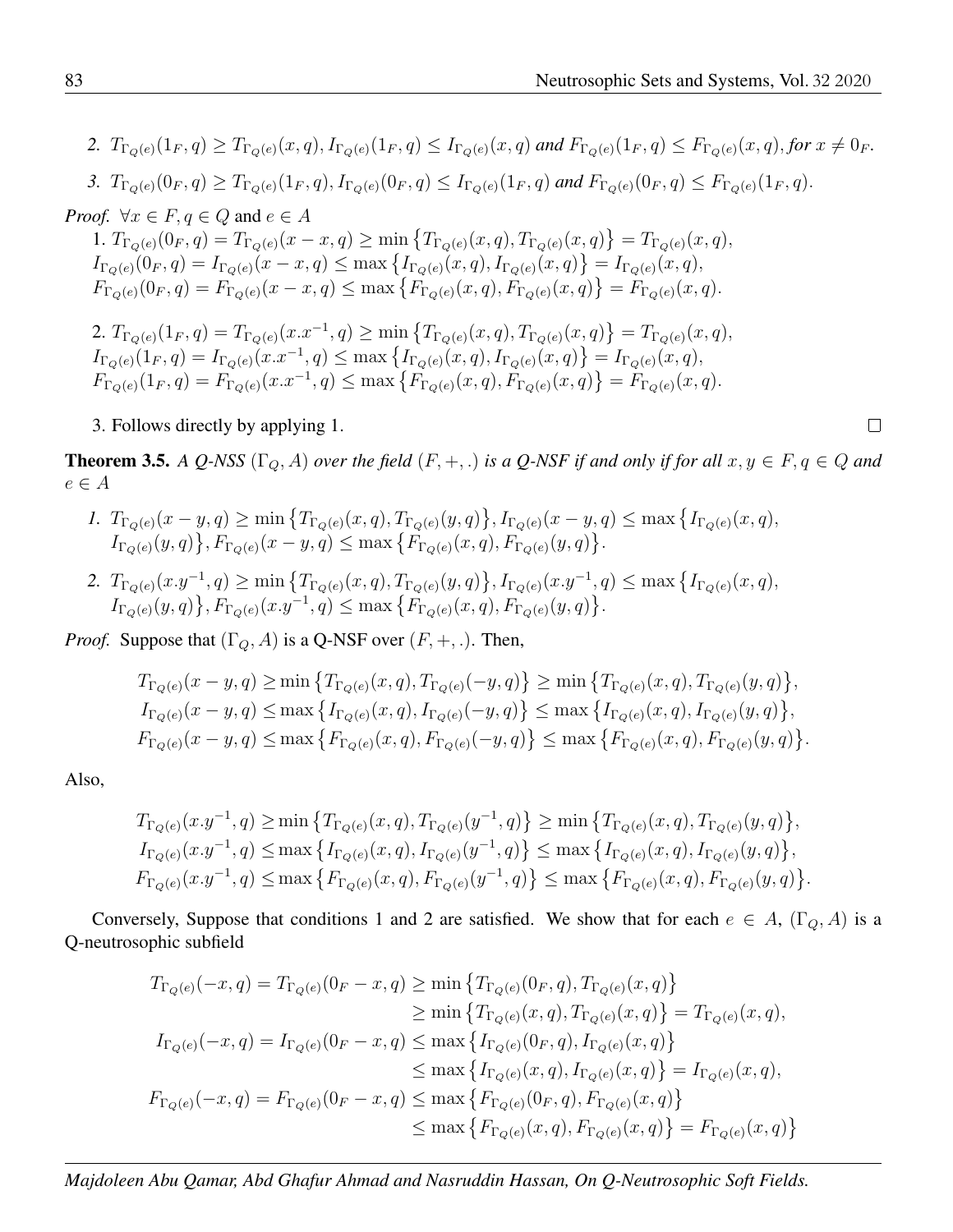2. $T_{\Gamma_{Q(e)}}(1_F, q) \geq T_{\Gamma_{Q(e)}}(x, q), I_{\Gamma_{Q(e)}}(1_F, q) \leq I_{\Gamma_{Q(e)}}(x, q)$ *and* $F_{\Gamma_{Q(e)}}(1_F, q) \leq F_{\Gamma_{Q(e)}}(x, q)$, *for* $x \neq 0_F$.

3. $T_{\Gamma_{Q(e)}}(0_F, q) \geq T_{\Gamma_{Q(e)}}(1_F, q), I_{\Gamma_{Q(e)}}(0_F, q) \leq I_{\Gamma_{Q(e)}}(1_F, q)$ *and* $F_{\Gamma_{Q(e)}}(0_F, q) \leq F_{\Gamma_{Q(e)}}(1_F, q)$.

*Proof.* $\forall x \in F, q \in Q$ and $e \in A$

1. $T_{\Gamma_{Q(e)}}(0_F, q) = T_{\Gamma_{Q(e)}}(x - x, q) \geq \min\{T_{\Gamma_{Q(e)}}(x, q), T_{\Gamma_{Q(e)}}(x, q)\} = T_{\Gamma_{Q(e)}}(x, q)$,
$I_{\Gamma_{Q(e)}}(0_F, q) = I_{\Gamma_{Q(e)}}(x - x, q) \leq \max\{I_{\Gamma_{Q(e)}}(x, q), I_{\Gamma_{Q(e)}}(x, q)\} = I_{\Gamma_{Q(e)}}(x, q)$,
$F_{\Gamma_{Q(e)}}(0_F, q) = F_{\Gamma_{Q(e)}}(x - x, q) \leq \max\{F_{\Gamma_{Q(e)}}(x, q), F_{\Gamma_{Q(e)}}(x, q)\} = F_{\Gamma_{Q(e)}}(x, q)$.

2. $T_{\Gamma_{Q(e)}}(1_F, q) = T_{\Gamma_{Q(e)}}(x.x^{-1}, q) \geq \min\{T_{\Gamma_{Q(e)}}(x, q), T_{\Gamma_{Q(e)}}(x, q)\} = T_{\Gamma_{Q(e)}}(x, q)$,
$I_{\Gamma_{Q(e)}}(1_F, q) = I_{\Gamma_{Q(e)}}(x.x^{-1}, q) \leq \max\{I_{\Gamma_{Q(e)}}(x, q), I_{\Gamma_{Q(e)}}(x, q)\} = I_{\Gamma_{Q(e)}}(x, q)$,
$F_{\Gamma_{Q(e)}}(1_F, q) = F_{\Gamma_{Q(e)}}(x.x^{-1}, q) \leq \max\{F_{\Gamma_{Q(e)}}(x, q), F_{\Gamma_{Q(e)}}(x, q)\} = F_{\Gamma_{Q(e)}}(x, q)$.

3. Follows directly by applying 1. □

**Theorem 3.5.** *A Q-NSS* $(\Gamma_Q, A)$ *over the field* $(F, +, .)$ *is a Q-NSF if and only if for all* $x, y \in F, q \in Q$ *and* $e \in A$

1. $T_{\Gamma_{Q(e)}}(x - y, q) \geq \min\{T_{\Gamma_{Q(e)}}(x, q), T_{\Gamma_{Q(e)}}(y, q)\}, I_{\Gamma_{Q(e)}}(x - y, q) \leq \max\{I_{\Gamma_{Q(e)}}(x, q), I_{\Gamma_{Q(e)}}(y, q)\}, F_{\Gamma_{Q(e)}}(x - y, q) \leq \max\{F_{\Gamma_{Q(e)}}(x, q), F_{\Gamma_{Q(e)}}(y, q)\}$.

2. $T_{\Gamma_{Q(e)}}(x.y^{-1}, q) \geq \min\{T_{\Gamma_{Q(e)}}(x, q), T_{\Gamma_{Q(e)}}(y, q)\}, I_{\Gamma_{Q(e)}}(x.y^{-1}, q) \leq \max\{I_{\Gamma_{Q(e)}}(x, q), I_{\Gamma_{Q(e)}}(y, q)\}, F_{\Gamma_{Q(e)}}(x.y^{-1}, q) \leq \max\{F_{\Gamma_{Q(e)}}(x, q), F_{\Gamma_{Q(e)}}(y, q)\}$.

*Proof.* Suppose that $(\Gamma_Q, A)$ is a Q-NSF over $(F, +, .)$. Then,

$$
\begin{aligned}
T_{\Gamma_{Q(e)}}(x - y, q) &\geq \min\{T_{\Gamma_{Q(e)}}(x, q), T_{\Gamma_{Q(e)}}(-y, q)\} \geq \min\{T_{\Gamma_{Q(e)}}(x, q), T_{\Gamma_{Q(e)}}(y, q)\}, \\
I_{\Gamma_{Q(e)}}(x - y, q) &\leq \max\{I_{\Gamma_{Q(e)}}(x, q), I_{\Gamma_{Q(e)}}(-y, q)\} \leq \max\{I_{\Gamma_{Q(e)}}(x, q), I_{\Gamma_{Q(e)}}(y, q)\}, \\
F_{\Gamma_{Q(e)}}(x - y, q) &\leq \max\{F_{\Gamma_{Q(e)}}(x, q), F_{\Gamma_{Q(e)}}(-y, q)\} \leq \max\{F_{\Gamma_{Q(e)}}(x, q), F_{\Gamma_{Q(e)}}(y, q)\}.
\end{aligned}
$$

Also,

$$
\begin{aligned}
T_{\Gamma_{Q(e)}}(x.y^{-1}, q) &\geq \min\{T_{\Gamma_{Q(e)}}(x, q), T_{\Gamma_{Q(e)}}(y^{-1}, q)\} \geq \min\{T_{\Gamma_{Q(e)}}(x, q), T_{\Gamma_{Q(e)}}(y, q)\}, \\
I_{\Gamma_{Q(e)}}(x.y^{-1}, q) &\leq \max\{I_{\Gamma_{Q(e)}}(x, q), I_{\Gamma_{Q(e)}}(y^{-1}, q)\} \leq \max\{I_{\Gamma_{Q(e)}}(x, q), I_{\Gamma_{Q(e)}}(y, q)\}, \\
F_{\Gamma_{Q(e)}}(x.y^{-1}, q) &\leq \max\{F_{\Gamma_{Q(e)}}(x, q), F_{\Gamma_{Q(e)}}(y^{-1}, q)\} \leq \max\{F_{\Gamma_{Q(e)}}(x, q), F_{\Gamma_{Q(e)}}(y, q)\}.
\end{aligned}
$$

Conversely, Suppose that conditions 1 and 2 are satisfied. We show that for each $e \in A$, $(\Gamma_Q, A)$ is a Q-neutrosophic subfield

$$
\begin{aligned}
T_{\Gamma_{Q(e)}}(-x, q) = T_{\Gamma_{Q(e)}}(0_F - x, q) &\geq \min\{T_{\Gamma_{Q(e)}}(0_F, q), T_{\Gamma_{Q(e)}}(x, q)\} \\
&\geq \min\{T_{\Gamma_{Q(e)}}(x, q), T_{\Gamma_{Q(e)}}(x, q)\} = T_{\Gamma_{Q(e)}}(x, q), \\
I_{\Gamma_{Q(e)}}(-x, q) = I_{\Gamma_{Q(e)}}(0_F - x, q) &\leq \max\{I_{\Gamma_{Q(e)}}(0_F, q), I_{\Gamma_{Q(e)}}(x, q)\} \\
&\leq \max\{I_{\Gamma_{Q(e)}}(x, q), I_{\Gamma_{Q(e)}}(x, q)\} = I_{\Gamma_{Q(e)}}(x, q), \\
F_{\Gamma_{Q(e)}}(-x, q) = F_{\Gamma_{Q(e)}}(0_F - x, q) &\leq \max\{F_{\Gamma_{Q(e)}}(0_F, q), F_{\Gamma_{Q(e)}}(x, q)\} \\
&\leq \max\{F_{\Gamma_{Q(e)}}(x, q), F_{\Gamma_{Q(e)}}(x, q)\} = F_{\Gamma_{Q(e)}}(x, q)\}
\end{aligned}
$$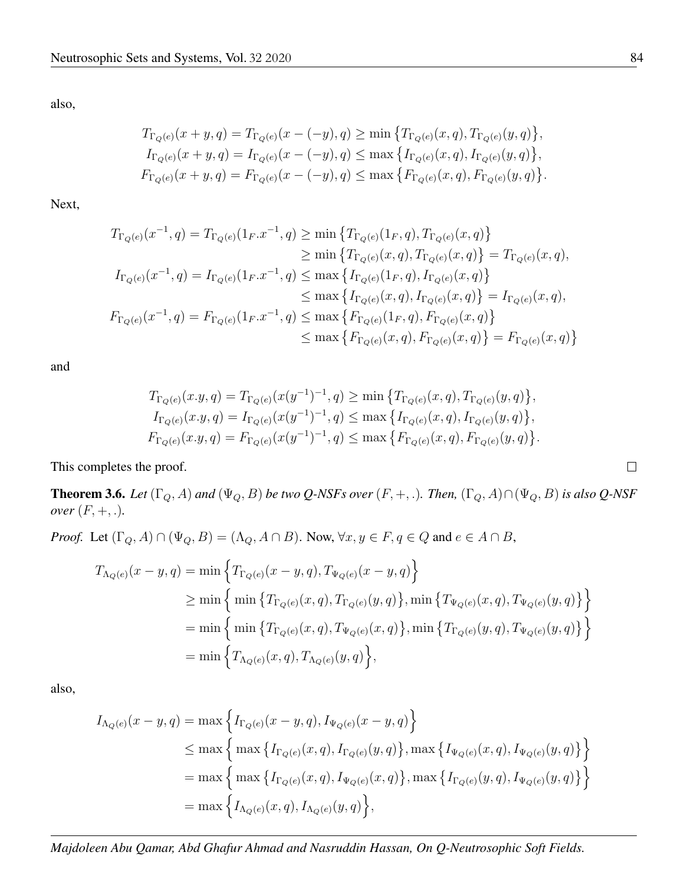also,

$$
\begin{aligned}
T_{\Gamma_Q(e)}(x+y,q) &= T_{\Gamma_Q(e)}(x-(-y),q) \geq \min\left\{T_{\Gamma_Q(e)}(x,q), T_{\Gamma_Q(e)}(y,q)\right\}, \\
I_{\Gamma_Q(e)}(x+y,q) &= I_{\Gamma_Q(e)}(x-(-y),q) \leq \max\left\{I_{\Gamma_Q(e)}(x,q), I_{\Gamma_Q(e)}(y,q)\right\}, \\
F_{\Gamma_Q(e)}(x+y,q) &= F_{\Gamma_Q(e)}(x-(-y),q) \leq \max\left\{F_{\Gamma_Q(e)}(x,q), F_{\Gamma_Q(e)}(y,q)\right\}.
\end{aligned}
$$

Next,

$$
\begin{aligned}
T_{\Gamma_Q(e)}(x^{-1},q) = T_{\Gamma_Q(e)}(1_F.x^{-1},q) &\geq \min\left\{T_{\Gamma_Q(e)}(1_F,q), T_{\Gamma_Q(e)}(x,q)\right\} \\
&\geq \min\left\{T_{\Gamma_Q(e)}(x,q), T_{\Gamma_Q(e)}(x,q)\right\} = T_{\Gamma_Q(e)}(x,q), \\
I_{\Gamma_Q(e)}(x^{-1},q) = I_{\Gamma_Q(e)}(1_F.x^{-1},q) &\leq \max\left\{I_{\Gamma_Q(e)}(1_F,q), I_{\Gamma_Q(e)}(x,q)\right\} \\
&\leq \max\left\{I_{\Gamma_Q(e)}(x,q), I_{\Gamma_Q(e)}(x,q)\right\} = I_{\Gamma_Q(e)}(x,q), \\
F_{\Gamma_Q(e)}(x^{-1},q) = F_{\Gamma_Q(e)}(1_F.x^{-1},q) &\leq \max\left\{F_{\Gamma_Q(e)}(1_F,q), F_{\Gamma_Q(e)}(x,q)\right\} \\
&\leq \max\left\{F_{\Gamma_Q(e)}(x,q), F_{\Gamma_Q(e)}(x,q)\right\} = F_{\Gamma_Q(e)}(x,q)\}
\end{aligned}
$$

and

$$
\begin{aligned}
T_{\Gamma_Q(e)}(x.y,q) &= T_{\Gamma_Q(e)}(x(y^{-1})^{-1},q) \geq \min\left\{T_{\Gamma_Q(e)}(x,q), T_{\Gamma_Q(e)}(y,q)\right\}, \\
I_{\Gamma_Q(e)}(x.y,q) &= I_{\Gamma_Q(e)}(x(y^{-1})^{-1},q) \leq \max\left\{I_{\Gamma_Q(e)}(x,q), I_{\Gamma_Q(e)}(y,q)\right\}, \\
F_{\Gamma_Q(e)}(x.y,q) &= F_{\Gamma_Q(e)}(x(y^{-1})^{-1},q) \leq \max\left\{F_{\Gamma_Q(e)}(x,q), F_{\Gamma_Q(e)}(y,q)\right\}.
\end{aligned}
$$

This completes the proof. □

**Theorem 3.6.** *Let $(\Gamma_Q, A)$ and $(\Psi_Q, B)$ be two Q-NSFs over $(F, +, .)$. Then, $(\Gamma_Q, A) \cap (\Psi_Q, B)$ is also Q-NSF over $(F, +, .)$.*

*Proof.* Let $(\Gamma_Q, A) \cap (\Psi_Q, B) = (\Lambda_Q, A \cap B)$. Now, $\forall x, y \in F, q \in Q$ and $e \in A \cap B$,

$$
\begin{aligned}
T_{\Lambda_Q(e)}(x-y,q) &= \min\left\{T_{\Gamma_Q(e)}(x-y,q), T_{\Psi_Q(e)}(x-y,q)\right\} \\
&\geq \min\left\{\min\left\{T_{\Gamma_Q(e)}(x,q), T_{\Gamma_Q(e)}(y,q)\right\}, \min\left\{T_{\Psi_Q(e)}(x,q), T_{\Psi_Q(e)}(y,q)\right\}\right\} \\
&= \min\left\{\min\left\{T_{\Gamma_Q(e)}(x,q), T_{\Psi_Q(e)}(x,q)\right\}, \min\left\{T_{\Gamma_Q(e)}(y,q), T_{\Psi_Q(e)}(y,q)\right\}\right\} \\
&= \min\left\{T_{\Lambda_Q(e)}(x,q), T_{\Lambda_Q(e)}(y,q)\right\},
\end{aligned}
$$

also,

$$
\begin{aligned}
I_{\Lambda_Q(e)}(x-y,q) &= \max\left\{I_{\Gamma_Q(e)}(x-y,q), I_{\Psi_Q(e)}(x-y,q)\right\} \\
&\leq \max\left\{\max\left\{I_{\Gamma_Q(e)}(x,q), I_{\Gamma_Q(e)}(y,q)\right\}, \max\left\{I_{\Psi_Q(e)}(x,q), I_{\Psi_Q(e)}(y,q)\right\}\right\} \\
&= \max\left\{\max\left\{I_{\Gamma_Q(e)}(x,q), I_{\Psi_Q(e)}(x,q)\right\}, \max\left\{I_{\Gamma_Q(e)}(y,q), I_{\Psi_Q(e)}(y,q)\right\}\right\} \\
&= \max\left\{I_{\Lambda_Q(e)}(x,q), I_{\Lambda_Q(e)}(y,q)\right\},
\end{aligned}
$$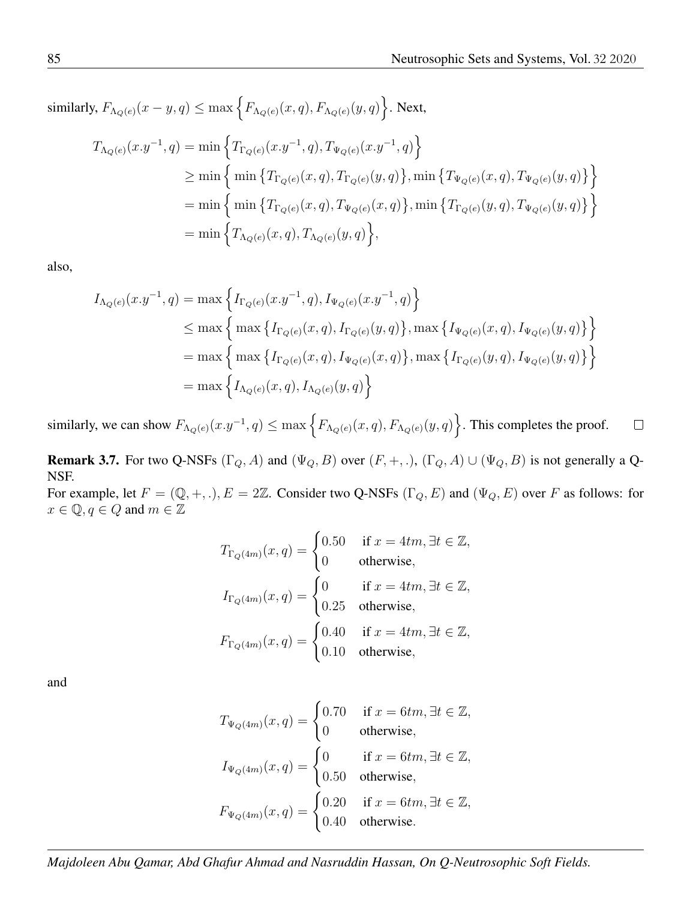similarly, $F_{\Lambda_{Q(e)}}(x-y,q) \leq \max\Big\{F_{\Lambda_{Q(e)}}(x,q), F_{\Lambda_{Q(e)}}(y,q)\Big\}$. Next,

$$
\begin{aligned}
T_{\Lambda_{Q(e)}}(x.y^{-1},q) &= \min\Big\{T_{\Gamma_{Q(e)}}(x.y^{-1},q), T_{\Psi_{Q(e)}}(x.y^{-1},q)\Big\} \\
&\geq \min\Big\{\min\big\{T_{\Gamma_{Q(e)}}(x,q), T_{\Gamma_{Q(e)}}(y,q)\big\}, \min\big\{T_{\Psi_{Q(e)}}(x,q), T_{\Psi_{Q(e)}}(y,q)\big\}\Big\} \\
&= \min\Big\{\min\big\{T_{\Gamma_{Q(e)}}(x,q), T_{\Psi_{Q(e)}}(x,q)\big\}, \min\big\{T_{\Gamma_{Q(e)}}(y,q), T_{\Psi_{Q(e)}}(y,q)\big\}\Big\} \\
&= \min\Big\{T_{\Lambda_{Q(e)}}(x,q), T_{\Lambda_{Q(e)}}(y,q)\Big\},
\end{aligned}
$$

also,

$$
\begin{aligned}
I_{\Lambda_{Q(e)}}(x.y^{-1},q) &= \max\Big\{I_{\Gamma_{Q(e)}}(x.y^{-1},q), I_{\Psi_{Q(e)}}(x.y^{-1},q)\Big\} \\
&\leq \max\Big\{\max\big\{I_{\Gamma_{Q(e)}}(x,q), I_{\Gamma_{Q(e)}}(y,q)\big\}, \max\big\{I_{\Psi_{Q(e)}}(x,q), I_{\Psi_{Q(e)}}(y,q)\big\}\Big\} \\
&= \max\Big\{\max\big\{I_{\Gamma_{Q(e)}}(x,q), I_{\Psi_{Q(e)}}(x,q)\big\}, \max\big\{I_{\Gamma_{Q(e)}}(y,q), I_{\Psi_{Q(e)}}(y,q)\big\}\Big\} \\
&= \max\Big\{I_{\Lambda_{Q(e)}}(x,q), I_{\Lambda_{Q(e)}}(y,q)\Big\}
\end{aligned}
$$

similarly, we can show $F_{\Lambda_{Q(e)}}(x.y^{-1},q) \leq \max\Big\{F_{\Lambda_{Q(e)}}(x,q), F_{\Lambda_{Q(e)}}(y,q)\Big\}$. This completes the proof. □

**Remark 3.7.** For two Q-NSFs $(\Gamma_Q, A)$ and $(\Psi_Q, B)$ over $(F,+,.)$, $(\Gamma_Q, A) \cup (\Psi_Q, B)$ is not generally a Q-NSF.

For example, let $F = (\mathbb{Q},+,.)$, $E = 2\mathbb{Z}$. Consider two Q-NSFs $(\Gamma_Q, E)$ and $(\Psi_Q, E)$ over $F$ as follows: for $x \in \mathbb{Q}, q \in Q$ and $m \in \mathbb{Z}$

$$
T_{\Gamma_{Q(4m)}}(x,q) = \begin{cases} 0.50 & \text{if } x = 4tm, \exists t \in \mathbb{Z}, \\ 0 & \text{otherwise,} \end{cases}
$$

$$
I_{\Gamma_{Q(4m)}}(x,q) = \begin{cases} 0 & \text{if } x = 4tm, \exists t \in \mathbb{Z}, \\ 0.25 & \text{otherwise,} \end{cases}
$$

$$
F_{\Gamma_{Q(4m)}}(x,q) = \begin{cases} 0.40 & \text{if } x = 4tm, \exists t \in \mathbb{Z}, \\ 0.10 & \text{otherwise,} \end{cases}
$$

and

$$
T_{\Psi_{Q(4m)}}(x,q) = \begin{cases} 0.70 & \text{if } x = 6tm, \exists t \in \mathbb{Z}, \\ 0 & \text{otherwise,} \end{cases}
$$

$$
I_{\Psi_{Q(4m)}}(x,q) = \begin{cases} 0 & \text{if } x = 6tm, \exists t \in \mathbb{Z}, \\ 0.50 & \text{otherwise,} \end{cases}
$$

$$
F_{\Psi_{Q(4m)}}(x,q) = \begin{cases} 0.20 & \text{if } x = 6tm, \exists t \in \mathbb{Z}, \\ 0.40 & \text{otherwise.} \end{cases}
$$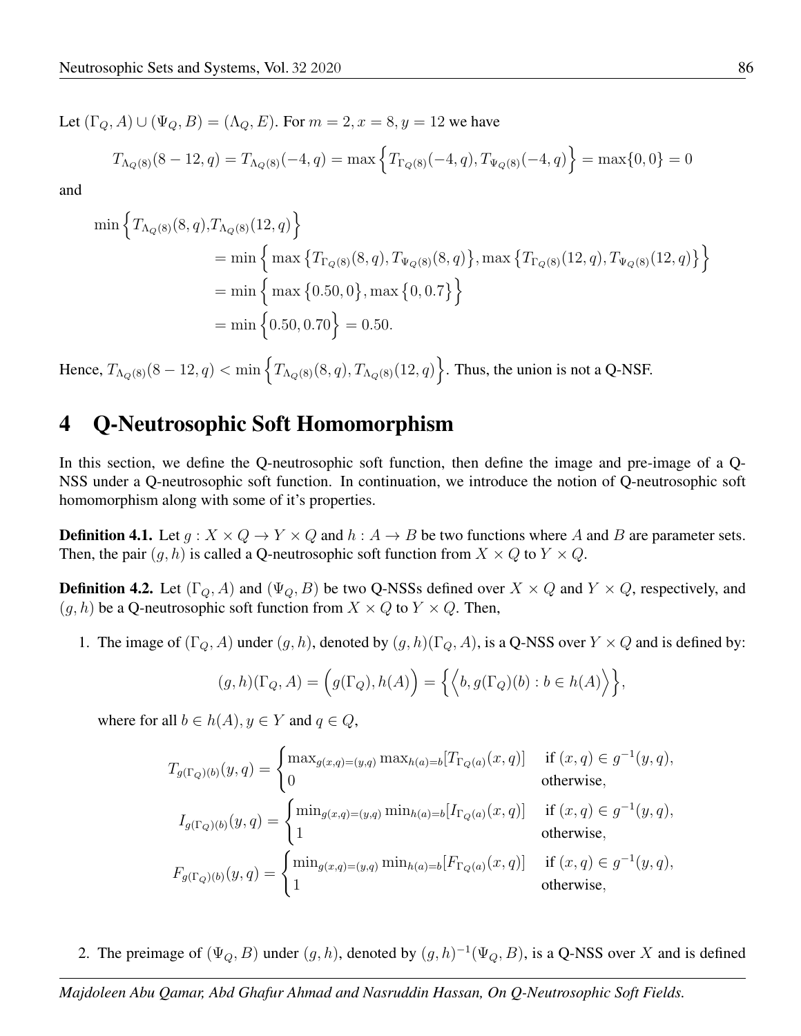Let $(\Gamma_Q, A) \cup (\Psi_Q, B) = (\Lambda_Q, E)$. For $m = 2, x = 8, y = 12$ we have

$$T_{\Lambda_Q(8)}(8-12, q) = T_{\Lambda_Q(8)}(-4, q) = \max\Big\{T_{\Gamma_Q(8)}(-4, q), T_{\Psi_Q(8)}(-4, q)\Big\} = \max\{0, 0\} = 0$$

and

$$\begin{aligned}
\min\Big\{T_{\Lambda_Q(8)}(8, q), &T_{\Lambda_Q(8)}(12, q)\Big\} \\
&= \min\Big\{\max\big\{T_{\Gamma_Q(8)}(8, q), T_{\Psi_Q(8)}(8, q)\big\}, \max\big\{T_{\Gamma_Q(8)}(12, q), T_{\Psi_Q(8)}(12, q)\big\}\Big\} \\
&= \min\Big\{\max\big\{0.50, 0\big\}, \max\big\{0, 0.7\big\}\Big\} \\
&= \min\Big\{0.50, 0.70\Big\} = 0.50.
\end{aligned}$$

Hence, $T_{\Lambda_Q(8)}(8-12, q) < \min\Big\{T_{\Lambda_Q(8)}(8, q), T_{\Lambda_Q(8)}(12, q)\Big\}$. Thus, the union is not a Q-NSF.

# 4 Q-Neutrosophic Soft Homomorphism

In this section, we define the Q-neutrosophic soft function, then define the image and pre-image of a Q-NSS under a Q-neutrosophic soft function. In continuation, we introduce the notion of Q-neutrosophic soft homomorphism along with some of it's properties.

**Definition 4.1.** Let $g : X \times Q \to Y \times Q$ and $h : A \to B$ be two functions where $A$ and $B$ are parameter sets. Then, the pair $(g, h)$ is called a Q-neutrosophic soft function from $X \times Q$ to $Y \times Q$.

**Definition 4.2.** Let $(\Gamma_Q, A)$ and $(\Psi_Q, B)$ be two Q-NSSs defined over $X \times Q$ and $Y \times Q$, respectively, and $(g, h)$ be a Q-neutrosophic soft function from $X \times Q$ to $Y \times Q$. Then,

1. The image of $(\Gamma_Q, A)$ under $(g, h)$, denoted by $(g, h)(\Gamma_Q, A)$, is a Q-NSS over $Y \times Q$ and is defined by:

$$(g, h)(\Gamma_Q, A) = \Big(g(\Gamma_Q), h(A)\Big) = \Big\{\Big\langle b, g(\Gamma_Q)(b) : b \in h(A)\Big\rangle\Big\},$$

where for all $b \in h(A), y \in Y$ and $q \in Q$,

$$T_{g(\Gamma_Q)(b)}(y, q) = \begin{cases} \max_{g(x,q)=(y,q)} \max_{h(a)=b}[T_{\Gamma_Q(a)}(x, q)] & \text{if } (x, q) \in g^{-1}(y, q), \\ 0 & \text{otherwise}, \end{cases}$$

$$I_{g(\Gamma_Q)(b)}(y, q) = \begin{cases} \min_{g(x,q)=(y,q)} \min_{h(a)=b}[I_{\Gamma_Q(a)}(x, q)] & \text{if } (x, q) \in g^{-1}(y, q), \\ 1 & \text{otherwise}, \end{cases}$$

$$F_{g(\Gamma_Q)(b)}(y, q) = \begin{cases} \min_{g(x,q)=(y,q)} \min_{h(a)=b}[F_{\Gamma_Q(a)}(x, q)] & \text{if } (x, q) \in g^{-1}(y, q), \\ 1 & \text{otherwise}, \end{cases}$$

2. The preimage of $(\Psi_Q, B)$ under $(g, h)$, denoted by $(g, h)^{-1}(\Psi_Q, B)$, is a Q-NSS over $X$ and is defined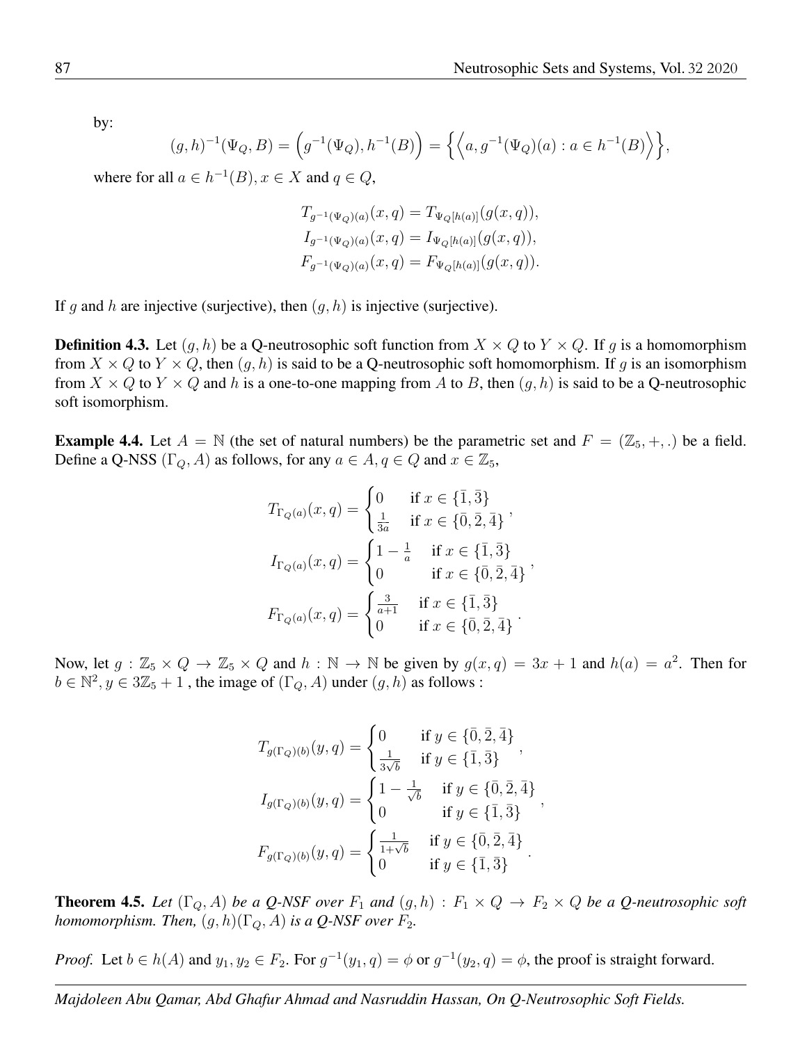by:

$$(g,h)^{-1}(\Psi_Q, B) = \Big(g^{-1}(\Psi_Q), h^{-1}(B)\Big) = \Big\{\Big\langle a, g^{-1}(\Psi_Q)(a) : a \in h^{-1}(B)\Big\rangle\Big\},$$

where for all $a \in h^{-1}(B), x \in X$ and $q \in Q$,

$$T_{g^{-1}(\Psi_Q)(a)}(x,q) = T_{\Psi_Q[h(a)]}(g(x,q)),$$
$$I_{g^{-1}(\Psi_Q)(a)}(x,q) = I_{\Psi_Q[h(a)]}(g(x,q)),$$
$$F_{g^{-1}(\Psi_Q)(a)}(x,q) = F_{\Psi_Q[h(a)]}(g(x,q)).$$

If $g$ and $h$ are injective (surjective), then $(g,h)$ is injective (surjective).

**Definition 4.3.** Let $(g,h)$ be a Q-neutrosophic soft function from $X \times Q$ to $Y \times Q$. If $g$ is a homomorphism from $X \times Q$ to $Y \times Q$, then $(g,h)$ is said to be a Q-neutrosophic soft homomorphism. If $g$ is an isomorphism from $X \times Q$ to $Y \times Q$ and $h$ is a one-to-one mapping from $A$ to $B$, then $(g,h)$ is said to be a Q-neutrosophic soft isomorphism.

**Example 4.4.** Let $A = \mathbb{N}$ (the set of natural numbers) be the parametric set and $F = (\mathbb{Z}_5, +, .)$ be a field. Define a Q-NSS $(\Gamma_Q, A)$ as follows, for any $a \in A, q \in Q$ and $x \in \mathbb{Z}_5$,

$$T_{\Gamma_Q(a)}(x,q) = \begin{cases} 0 & \text{if } x \in \{\bar{1}, \bar{3}\} \\ \frac{1}{3a} & \text{if } x \in \{\bar{0}, \bar{2}, \bar{4}\} \end{cases},$$

$$I_{\Gamma_Q(a)}(x,q) = \begin{cases} 1 - \frac{1}{a} & \text{if } x \in \{\bar{1}, \bar{3}\} \\ 0 & \text{if } x \in \{\bar{0}, \bar{2}, \bar{4}\} \end{cases},$$

$$F_{\Gamma_Q(a)}(x,q) = \begin{cases} \frac{3}{a+1} & \text{if } x \in \{\bar{1}, \bar{3}\} \\ 0 & \text{if } x \in \{\bar{0}, \bar{2}, \bar{4}\} \end{cases}.$$

Now, let $g : \mathbb{Z}_5 \times Q \to \mathbb{Z}_5 \times Q$ and $h : \mathbb{N} \to \mathbb{N}$ be given by $g(x,q) = 3x + 1$ and $h(a) = a^2$. Then for $b \in \mathbb{N}^2, y \in 3\mathbb{Z}_5 + 1$ , the image of $(\Gamma_Q, A)$ under $(g,h)$ as follows :

$$T_{g(\Gamma_Q)(b)}(y,q) = \begin{cases} 0 & \text{if } y \in \{\bar{0}, \bar{2}, \bar{4}\} \\ \frac{1}{3\sqrt{b}} & \text{if } y \in \{\bar{1}, \bar{3}\} \end{cases},$$

$$I_{g(\Gamma_Q)(b)}(y,q) = \begin{cases} 1 - \frac{1}{\sqrt{b}} & \text{if } y \in \{\bar{0}, \bar{2}, \bar{4}\} \\ 0 & \text{if } y \in \{\bar{1}, \bar{3}\} \end{cases},$$

$$F_{g(\Gamma_Q)(b)}(y,q) = \begin{cases} \frac{1}{1+\sqrt{b}} & \text{if } y \in \{\bar{0}, \bar{2}, \bar{4}\} \\ 0 & \text{if } y \in \{\bar{1}, \bar{3}\} \end{cases}.$$

**Theorem 4.5.** *Let $(\Gamma_Q, A)$ be a Q-NSF over $F_1$ and $(g,h) : F_1 \times Q \to F_2 \times Q$ be a Q-neutrosophic soft homomorphism. Then, $(g,h)(\Gamma_Q, A)$ is a Q-NSF over $F_2$.*

*Proof.* Let $b \in h(A)$ and $y_1, y_2 \in F_2$. For $g^{-1}(y_1, q) = \phi$ or $g^{-1}(y_2, q) = \phi$, the proof is straight forward.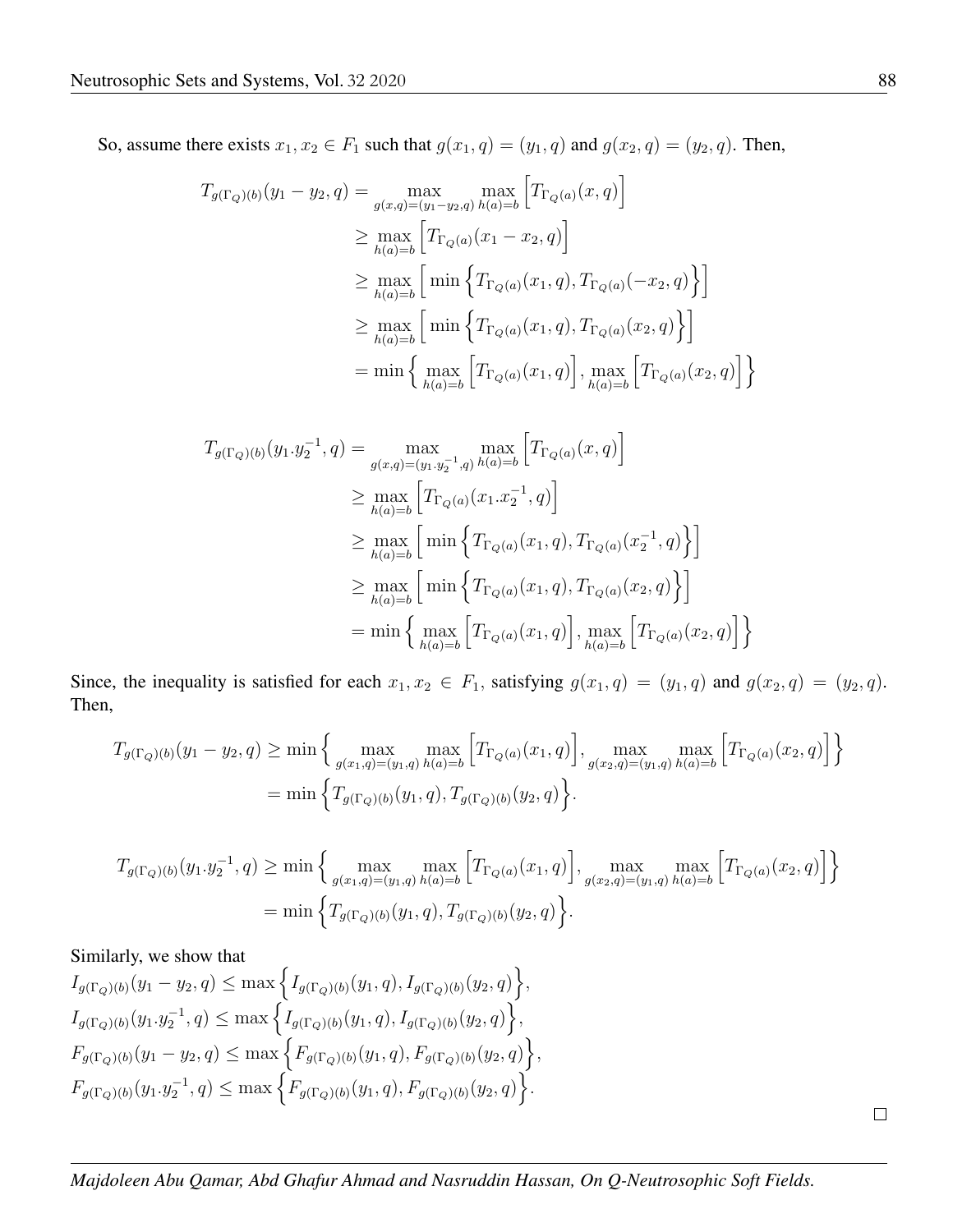So, assume there exists $x_1, x_2 \in F_1$ such that $g(x_1, q) = (y_1, q)$ and $g(x_2, q) = (y_2, q)$. Then,

$$
\begin{aligned}
T_{g(\Gamma_Q)(b)}(y_1 - y_2, q) &= \max_{g(x,q)=(y_1-y_2,q)} \max_{h(a)=b} \Big[ T_{\Gamma_Q(a)}(x, q) \Big] \\
&\geq \max_{h(a)=b} \Big[ T_{\Gamma_Q(a)}(x_1 - x_2, q) \Big] \\
&\geq \max_{h(a)=b} \Big[ \min \Big\{ T_{\Gamma_Q(a)}(x_1, q), T_{\Gamma_Q(a)}(-x_2, q) \Big\} \Big] \\
&\geq \max_{h(a)=b} \Big[ \min \Big\{ T_{\Gamma_Q(a)}(x_1, q), T_{\Gamma_Q(a)}(x_2, q) \Big\} \Big] \\
&= \min \Big\{ \max_{h(a)=b} \Big[ T_{\Gamma_Q(a)}(x_1, q) \Big], \max_{h(a)=b} \Big[ T_{\Gamma_Q(a)}(x_2, q) \Big] \Big\}
\end{aligned}
$$

$$
\begin{aligned}
T_{g(\Gamma_Q)(b)}(y_1.y_2^{-1}, q) &= \max_{g(x,q)=(y_1.y_2^{-1},q)} \max_{h(a)=b} \Big[ T_{\Gamma_Q(a)}(x, q) \Big] \\
&\geq \max_{h(a)=b} \Big[ T_{\Gamma_Q(a)}(x_1.x_2^{-1}, q) \Big] \\
&\geq \max_{h(a)=b} \Big[ \min \Big\{ T_{\Gamma_Q(a)}(x_1, q), T_{\Gamma_Q(a)}(x_2^{-1}, q) \Big\} \Big] \\
&\geq \max_{h(a)=b} \Big[ \min \Big\{ T_{\Gamma_Q(a)}(x_1, q), T_{\Gamma_Q(a)}(x_2, q) \Big\} \Big] \\
&= \min \Big\{ \max_{h(a)=b} \Big[ T_{\Gamma_Q(a)}(x_1, q) \Big], \max_{h(a)=b} \Big[ T_{\Gamma_Q(a)}(x_2, q) \Big] \Big\}
\end{aligned}
$$

Since, the inequality is satisfied for each $x_1, x_2 \in F_1$, satisfying $g(x_1, q) = (y_1, q)$ and $g(x_2, q) = (y_2, q)$. Then,

$$
\begin{aligned}
T_{g(\Gamma_Q)(b)}(y_1 - y_2, q) &\geq \min \Big\{ \max_{g(x_1,q)=(y_1,q)} \max_{h(a)=b} \Big[ T_{\Gamma_Q(a)}(x_1, q) \Big], \max_{g(x_2,q)=(y_1,q)} \max_{h(a)=b} \Big[ T_{\Gamma_Q(a)}(x_2, q) \Big] \Big\} \\
&= \min \Big\{ T_{g(\Gamma_Q)(b)}(y_1, q), T_{g(\Gamma_Q)(b)}(y_2, q) \Big\}.
\end{aligned}
$$

$$
\begin{aligned}
T_{g(\Gamma_Q)(b)}(y_1.y_2^{-1}, q) &\geq \min \Big\{ \max_{g(x_1,q)=(y_1,q)} \max_{h(a)=b} \Big[ T_{\Gamma_Q(a)}(x_1, q) \Big], \max_{g(x_2,q)=(y_1,q)} \max_{h(a)=b} \Big[ T_{\Gamma_Q(a)}(x_2, q) \Big] \Big\} \\
&= \min \Big\{ T_{g(\Gamma_Q)(b)}(y_1, q), T_{g(\Gamma_Q)(b)}(y_2, q) \Big\}.
\end{aligned}
$$

Similarly, we show that

$I_{g(\Gamma_Q)(b)}(y_1 - y_2, q) \leq \max \Big\{ I_{g(\Gamma_Q)(b)}(y_1, q), I_{g(\Gamma_Q)(b)}(y_2, q) \Big\}$,

$I_{g(\Gamma_Q)(b)}(y_1.y_2^{-1}, q) \leq \max \Big\{ I_{g(\Gamma_Q)(b)}(y_1, q), I_{g(\Gamma_Q)(b)}(y_2, q) \Big\}$,

$F_{g(\Gamma_Q)(b)}(y_1 - y_2, q) \leq \max \Big\{ F_{g(\Gamma_Q)(b)}(y_1, q), F_{g(\Gamma_Q)(b)}(y_2, q) \Big\}$,

$F_{g(\Gamma_Q)(b)}(y_1.y_2^{-1}, q) \leq \max \Big\{ F_{g(\Gamma_Q)(b)}(y_1, q), F_{g(\Gamma_Q)(b)}(y_2, q) \Big\}$.

□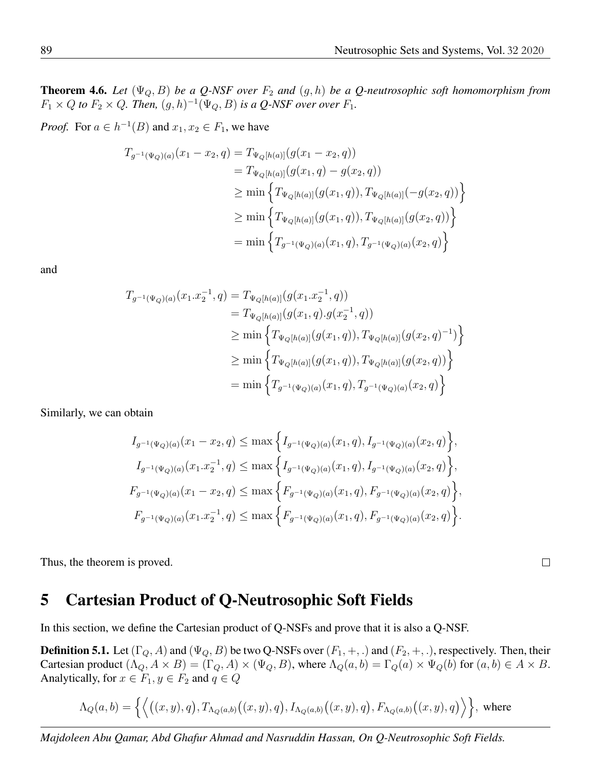**Theorem 4.6.** *Let $(\Psi_Q, B)$ be a Q-NSF over $F_2$ and $(g,h)$ be a Q-neutrosophic soft homomorphism from $F_1 \times Q$ to $F_2 \times Q$. Then, $(g,h)^{-1}(\Psi_Q, B)$ is a Q-NSF over over $F_1$.*

*Proof.* For $a \in h^{-1}(B)$ and $x_1, x_2 \in F_1$, we have

$$\begin{aligned}
T_{g^{-1}(\Psi_Q)(a)}(x_1 - x_2, q) &= T_{\Psi_Q[h(a)]}(g(x_1 - x_2, q)) \\
&= T_{\Psi_Q[h(a)]}(g(x_1, q) - g(x_2, q)) \\
&\geq \min\Big\{T_{\Psi_Q[h(a)]}(g(x_1, q)), T_{\Psi_Q[h(a)]}(-g(x_2, q))\Big\} \\
&\geq \min\Big\{T_{\Psi_Q[h(a)]}(g(x_1, q)), T_{\Psi_Q[h(a)]}(g(x_2, q))\Big\} \\
&= \min\Big\{T_{g^{-1}(\Psi_Q)(a)}(x_1, q), T_{g^{-1}(\Psi_Q)(a)}(x_2, q)\Big\}
\end{aligned}$$

and

$$\begin{aligned}
T_{g^{-1}(\Psi_Q)(a)}(x_1.x_2^{-1}, q) &= T_{\Psi_Q[h(a)]}(g(x_1.x_2^{-1}, q)) \\
&= T_{\Psi_Q[h(a)]}(g(x_1, q).g(x_2^{-1}, q)) \\
&\geq \min\Big\{T_{\Psi_Q[h(a)]}(g(x_1, q)), T_{\Psi_Q[h(a)]}(g(x_2, q)^{-1})\Big\} \\
&\geq \min\Big\{T_{\Psi_Q[h(a)]}(g(x_1, q)), T_{\Psi_Q[h(a)]}(g(x_2, q))\Big\} \\
&= \min\Big\{T_{g^{-1}(\Psi_Q)(a)}(x_1, q), T_{g^{-1}(\Psi_Q)(a)}(x_2, q)\Big\}
\end{aligned}$$

Similarly, we can obtain

$$\begin{aligned}
I_{g^{-1}(\Psi_Q)(a)}(x_1 - x_2, q) &\leq \max\Big\{I_{g^{-1}(\Psi_Q)(a)}(x_1, q), I_{g^{-1}(\Psi_Q)(a)}(x_2, q)\Big\}, \\
I_{g^{-1}(\Psi_Q)(a)}(x_1.x_2^{-1}, q) &\leq \max\Big\{I_{g^{-1}(\Psi_Q)(a)}(x_1, q), I_{g^{-1}(\Psi_Q)(a)}(x_2, q)\Big\}, \\
F_{g^{-1}(\Psi_Q)(a)}(x_1 - x_2, q) &\leq \max\Big\{F_{g^{-1}(\Psi_Q)(a)}(x_1, q), F_{g^{-1}(\Psi_Q)(a)}(x_2, q)\Big\}, \\
F_{g^{-1}(\Psi_Q)(a)}(x_1.x_2^{-1}, q) &\leq \max\Big\{F_{g^{-1}(\Psi_Q)(a)}(x_1, q), F_{g^{-1}(\Psi_Q)(a)}(x_2, q)\Big\}.
\end{aligned}$$

Thus, the theorem is proved. □

# 5 Cartesian Product of Q-Neutrosophic Soft Fields

In this section, we define the Cartesian product of Q-NSFs and prove that it is also a Q-NSF.

**Definition 5.1.** Let $(\Gamma_Q, A)$ and $(\Psi_Q, B)$ be two Q-NSFs over $(F_1, +, .)$ and $(F_2, +, .)$, respectively. Then, their Cartesian product $(\Lambda_Q, A \times B) = (\Gamma_Q, A) \times (\Psi_Q, B)$, where $\Lambda_Q(a,b) = \Gamma_Q(a) \times \Psi_Q(b)$ for $(a,b) \in A \times B$. Analytically, for $x \in F_1, y \in F_2$ and $q \in Q$

$$\Lambda_Q(a,b) = \Big\{\Big\langle\big((x,y),q\big), T_{\Lambda_Q(a,b)}\big((x,y),q\big), I_{\Lambda_Q(a,b)}\big((x,y),q\big), F_{\Lambda_Q(a,b)}\big((x,y),q\big)\Big\rangle\Big\}, \text{ where}$$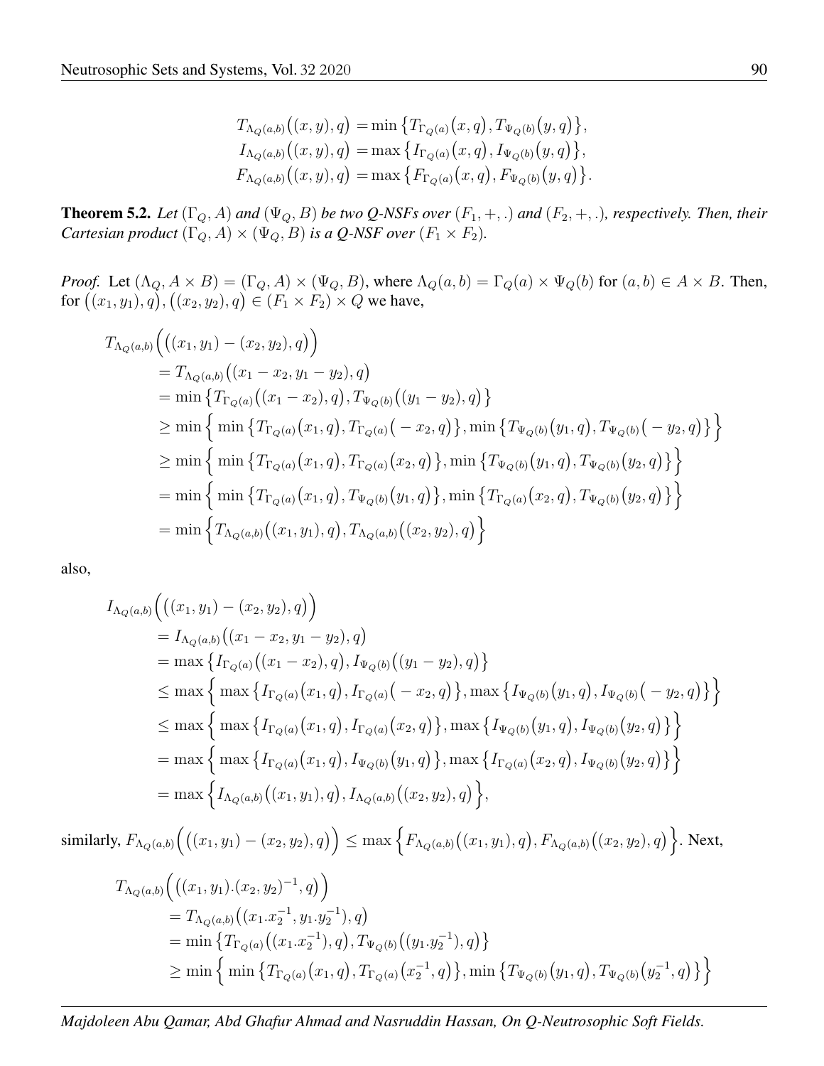$$
\begin{aligned}
T_{\Lambda_Q(a,b)}\big((x,y),q\big) &= \min\big\{T_{\Gamma_Q(a)}\big(x,q\big), T_{\Psi_Q(b)}\big(y,q\big)\big\},\\
I_{\Lambda_Q(a,b)}\big((x,y),q\big) &= \max\big\{I_{\Gamma_Q(a)}\big(x,q\big), I_{\Psi_Q(b)}\big(y,q\big)\big\},\\
F_{\Lambda_Q(a,b)}\big((x,y),q\big) &= \max\big\{F_{\Gamma_Q(a)}\big(x,q\big), F_{\Psi_Q(b)}\big(y,q\big)\big\}.
\end{aligned}
$$

**Theorem 5.2.** *Let $(\Gamma_Q, A)$ and $(\Psi_Q, B)$ be two Q-NSFs over $(F_1, +, .)$ and $(F_2, +, .)$, respectively. Then, their Cartesian product $(\Gamma_Q, A) \times (\Psi_Q, B)$ is a Q-NSF over $(F_1 \times F_2)$.*

*Proof.* Let $(\Lambda_Q, A \times B) = (\Gamma_Q, A) \times (\Psi_Q, B)$, where $\Lambda_Q(a, b) = \Gamma_Q(a) \times \Psi_Q(b)$ for $(a, b) \in A \times B$. Then, for $\big((x_1, y_1), q\big), \big((x_2, y_2), q\big) \in (F_1 \times F_2) \times Q$ we have,

$$
\begin{aligned}
&T_{\Lambda_Q(a,b)}\Big(\big((x_1,y_1)-(x_2,y_2),q\big)\Big)\\
&\quad = T_{\Lambda_Q(a,b)}\big((x_1-x_2,y_1-y_2),q\big)\\
&\quad = \min\big\{T_{\Gamma_Q(a)}\big((x_1-x_2),q\big), T_{\Psi_Q(b)}\big((y_1-y_2),q\big)\big\}\\
&\quad \geq \min\Big\{\min\big\{T_{\Gamma_Q(a)}\big(x_1,q\big), T_{\Gamma_Q(a)}\big(-x_2,q\big)\big\}, \min\big\{T_{\Psi_Q(b)}\big(y_1,q\big), T_{\Psi_Q(b)}\big(-y_2,q\big)\big\}\Big\}\\
&\quad \geq \min\Big\{\min\big\{T_{\Gamma_Q(a)}\big(x_1,q\big), T_{\Gamma_Q(a)}\big(x_2,q\big)\big\}, \min\big\{T_{\Psi_Q(b)}\big(y_1,q\big), T_{\Psi_Q(b)}\big(y_2,q\big)\big\}\Big\}\\
&\quad = \min\Big\{\min\big\{T_{\Gamma_Q(a)}\big(x_1,q\big), T_{\Psi_Q(b)}\big(y_1,q\big)\big\}, \min\big\{T_{\Gamma_Q(a)}\big(x_2,q\big), T_{\Psi_Q(b)}\big(y_2,q\big)\big\}\Big\}\\
&\quad = \min\Big\{T_{\Lambda_Q(a,b)}\big((x_1,y_1),q\big), T_{\Lambda_Q(a,b)}\big((x_2,y_2),q\big)\Big\}
\end{aligned}
$$

also,

$$
\begin{aligned}
&I_{\Lambda_Q(a,b)}\Big(\big((x_1,y_1)-(x_2,y_2),q\big)\Big)\\
&\quad = I_{\Lambda_Q(a,b)}\big((x_1-x_2,y_1-y_2),q\big)\\
&\quad = \max\big\{I_{\Gamma_Q(a)}\big((x_1-x_2),q\big), I_{\Psi_Q(b)}\big((y_1-y_2),q\big)\big\}\\
&\quad \leq \max\Big\{\max\big\{I_{\Gamma_Q(a)}\big(x_1,q\big), I_{\Gamma_Q(a)}\big(-x_2,q\big)\big\}, \max\big\{I_{\Psi_Q(b)}\big(y_1,q\big), I_{\Psi_Q(b)}\big(-y_2,q\big)\big\}\Big\}\\
&\quad \leq \max\Big\{\max\big\{I_{\Gamma_Q(a)}\big(x_1,q\big), I_{\Gamma_Q(a)}\big(x_2,q\big)\big\}, \max\big\{I_{\Psi_Q(b)}\big(y_1,q\big), I_{\Psi_Q(b)}\big(y_2,q\big)\big\}\Big\}\\
&\quad = \max\Big\{\max\big\{I_{\Gamma_Q(a)}\big(x_1,q\big), I_{\Psi_Q(b)}\big(y_1,q\big)\big\}, \max\big\{I_{\Gamma_Q(a)}\big(x_2,q\big), I_{\Psi_Q(b)}\big(y_2,q\big)\big\}\Big\}\\
&\quad = \max\Big\{I_{\Lambda_Q(a,b)}\big((x_1,y_1),q\big), I_{\Lambda_Q(a,b)}\big((x_2,y_2),q\big)\Big\},
\end{aligned}
$$

similarly, $F_{\Lambda_Q(a,b)}\Big(\big((x_1,y_1)-(x_2,y_2),q\big)\Big) \leq \max\Big\{F_{\Lambda_Q(a,b)}\big((x_1,y_1),q\big), F_{\Lambda_Q(a,b)}\big((x_2,y_2),q\big)\Big\}$. Next,

$$
\begin{aligned}
&T_{\Lambda_Q(a,b)}\Big(\big((x_1,y_1).(x_2,y_2)^{-1},q\big)\Big)\\
&\quad = T_{\Lambda_Q(a,b)}\big((x_1.x_2^{-1},y_1.y_2^{-1}),q\big)\\
&\quad = \min\big\{T_{\Gamma_Q(a)}\big((x_1.x_2^{-1}),q\big), T_{\Psi_Q(b)}\big((y_1.y_2^{-1}),q\big)\big\}\\
&\quad \geq \min\Big\{\min\big\{T_{\Gamma_Q(a)}\big(x_1,q\big), T_{\Gamma_Q(a)}\big(x_2^{-1},q\big)\big\}, \min\big\{T_{\Psi_Q(b)}\big(y_1,q\big), T_{\Psi_Q(b)}\big(y_2^{-1},q\big)\big\}\Big\}
\end{aligned}
$$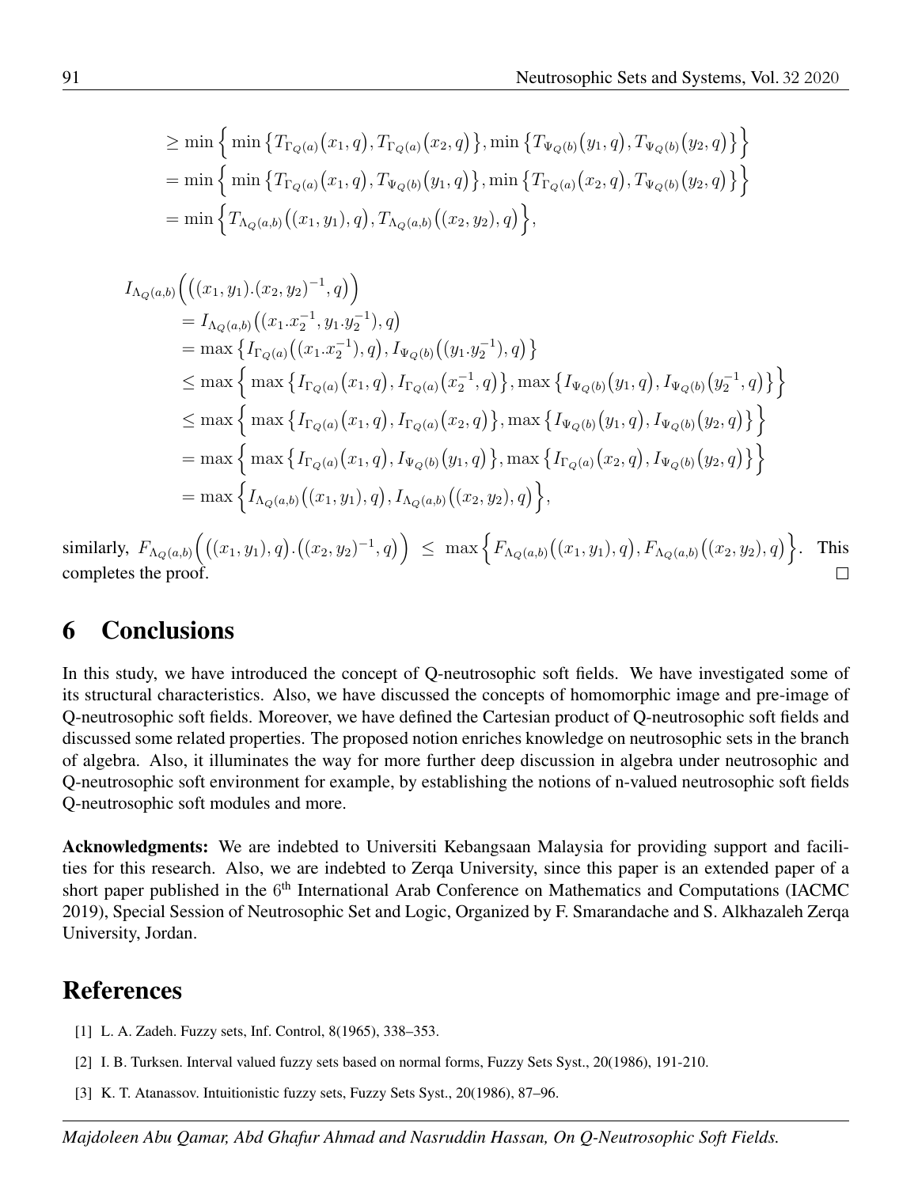$$
\begin{aligned}
&\geq \min\Big\{\min\big\{T_{\Gamma_Q(a)}\big(x_1,q\big),T_{\Gamma_Q(a)}\big(x_2,q\big)\big\},\min\big\{T_{\Psi_Q(b)}\big(y_1,q\big),T_{\Psi_Q(b)}\big(y_2,q\big)\big\}\Big\}\\
&=\min\Big\{\min\big\{T_{\Gamma_Q(a)}\big(x_1,q\big),T_{\Psi_Q(b)}\big(y_1,q\big)\big\},\min\big\{T_{\Gamma_Q(a)}\big(x_2,q\big),T_{\Psi_Q(b)}\big(y_2,q\big)\big\}\Big\}\\
&=\min\Big\{T_{\Lambda_Q(a,b)}\big((x_1,y_1),q\big),T_{\Lambda_Q(a,b)}\big((x_2,y_2),q\big)\Big\},
\end{aligned}
$$

$$
\begin{aligned}
&I_{\Lambda_Q(a,b)}\Big(\big((x_1,y_1).(x_2,y_2)^{-1},q\big)\Big)\\
&\quad=I_{\Lambda_Q(a,b)}\big((x_1.x_2^{-1},y_1.y_2^{-1}),q\big)\\
&\quad=\max\big\{I_{\Gamma_Q(a)}\big((x_1.x_2^{-1}),q\big),I_{\Psi_Q(b)}\big((y_1.y_2^{-1}),q\big)\big\}\\
&\quad\leq\max\Big\{\max\big\{I_{\Gamma_Q(a)}\big(x_1,q\big),I_{\Gamma_Q(a)}\big(x_2^{-1},q\big)\big\},\max\big\{I_{\Psi_Q(b)}\big(y_1,q\big),I_{\Psi_Q(b)}\big(y_2^{-1},q\big)\big\}\Big\}\\
&\quad\leq\max\Big\{\max\big\{I_{\Gamma_Q(a)}\big(x_1,q\big),I_{\Gamma_Q(a)}\big(x_2,q\big)\big\},\max\big\{I_{\Psi_Q(b)}\big(y_1,q\big),I_{\Psi_Q(b)}\big(y_2,q\big)\big\}\Big\}\\
&\quad=\max\Big\{\max\big\{I_{\Gamma_Q(a)}\big(x_1,q\big),I_{\Psi_Q(b)}\big(y_1,q\big)\big\},\max\big\{I_{\Gamma_Q(a)}\big(x_2,q\big),I_{\Psi_Q(b)}\big(y_2,q\big)\big\}\Big\}\\
&\quad=\max\Big\{I_{\Lambda_Q(a,b)}\big((x_1,y_1),q\big),I_{\Lambda_Q(a,b)}\big((x_2,y_2),q\big)\Big\},
\end{aligned}
$$

similarly, $F_{\Lambda_Q(a,b)}\Big(\big((x_1,y_1),q\big).\big((x_2,y_2)^{-1},q\big)\Big) \leq \max\Big\{F_{\Lambda_Q(a,b)}\big((x_1,y_1),q\big),F_{\Lambda_Q(a,b)}\big((x_2,y_2),q\big)\Big\}$. This completes the proof. □

# 6 Conclusions

In this study, we have introduced the concept of Q-neutrosophic soft fields. We have investigated some of its structural characteristics. Also, we have discussed the concepts of homomorphic image and pre-image of Q-neutrosophic soft fields. Moreover, we have defined the Cartesian product of Q-neutrosophic soft fields and discussed some related properties. The proposed notion enriches knowledge on neutrosophic sets in the branch of algebra. Also, it illuminates the way for more further deep discussion in algebra under neutrosophic and Q-neutrosophic soft environment for example, by establishing the notions of n-valued neutrosophic soft fields Q-neutrosophic soft modules and more.

**Acknowledgments:** We are indebted to Universiti Kebangsaan Malaysia for providing support and facilities for this research. Also, we are indebted to Zerqa University, since this paper is an extended paper of a short paper published in the 6th International Arab Conference on Mathematics and Computations (IACMC 2019), Special Session of Neutrosophic Set and Logic, Organized by F. Smarandache and S. Alkhazaleh Zerqa University, Jordan.

# References

[1] L. A. Zadeh. Fuzzy sets, Inf. Control, 8(1965), 338–353.

[2] I. B. Turksen. Interval valued fuzzy sets based on normal forms, Fuzzy Sets Syst., 20(1986), 191-210.

[3] K. T. Atanassov. Intuitionistic fuzzy sets, Fuzzy Sets Syst., 20(1986), 87–96.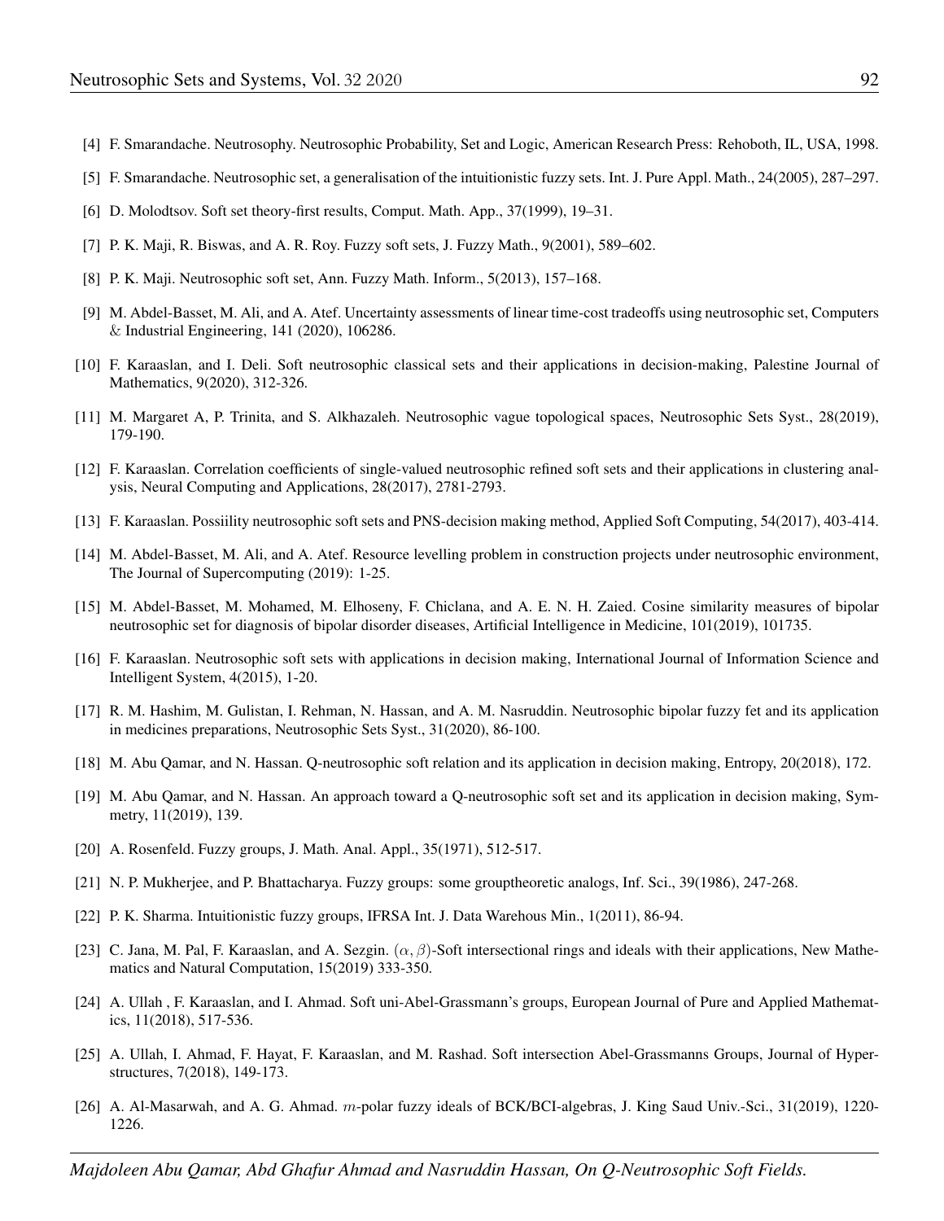[4] F. Smarandache. Neutrosophy. Neutrosophic Probability, Set and Logic, American Research Press: Rehoboth, IL, USA, 1998.

[5] F. Smarandache. Neutrosophic set, a generalisation of the intuitionistic fuzzy sets. Int. J. Pure Appl. Math., 24(2005), 287–297.

[6] D. Molodtsov. Soft set theory-first results, Comput. Math. App., 37(1999), 19–31.

[7] P. K. Maji, R. Biswas, and A. R. Roy. Fuzzy soft sets, J. Fuzzy Math., 9(2001), 589–602.

[8] P. K. Maji. Neutrosophic soft set, Ann. Fuzzy Math. Inform., 5(2013), 157–168.

[9] M. Abdel-Basset, M. Ali, and A. Atef. Uncertainty assessments of linear time-cost tradeoffs using neutrosophic set, Computers & Industrial Engineering, 141 (2020), 106286.

[10] F. Karaaslan, and I. Deli. Soft neutrosophic classical sets and their applications in decision-making, Palestine Journal of Mathematics, 9(2020), 312-326.

[11] M. Margaret A, P. Trinita, and S. Alkhazaleh. Neutrosophic vague topological spaces, Neutrosophic Sets Syst., 28(2019), 179-190.

[12] F. Karaaslan. Correlation coefficients of single-valued neutrosophic refined soft sets and their applications in clustering analysis, Neural Computing and Applications, 28(2017), 2781-2793.

[13] F. Karaaslan. Possiility neutrosophic soft sets and PNS-decision making method, Applied Soft Computing, 54(2017), 403-414.

[14] M. Abdel-Basset, M. Ali, and A. Atef. Resource levelling problem in construction projects under neutrosophic environment, The Journal of Supercomputing (2019): 1-25.

[15] M. Abdel-Basset, M. Mohamed, M. Elhoseny, F. Chiclana, and A. E. N. H. Zaied. Cosine similarity measures of bipolar neutrosophic set for diagnosis of bipolar disorder diseases, Artificial Intelligence in Medicine, 101(2019), 101735.

[16] F. Karaaslan. Neutrosophic soft sets with applications in decision making, International Journal of Information Science and Intelligent System, 4(2015), 1-20.

[17] R. M. Hashim, M. Gulistan, I. Rehman, N. Hassan, and A. M. Nasruddin. Neutrosophic bipolar fuzzy fet and its application in medicines preparations, Neutrosophic Sets Syst., 31(2020), 86-100.

[18] M. Abu Qamar, and N. Hassan. Q-neutrosophic soft relation and its application in decision making, Entropy, 20(2018), 172.

[19] M. Abu Qamar, and N. Hassan. An approach toward a Q-neutrosophic soft set and its application in decision making, Symmetry, 11(2019), 139.

[20] A. Rosenfeld. Fuzzy groups, J. Math. Anal. Appl., 35(1971), 512-517.

[21] N. P. Mukherjee, and P. Bhattacharya. Fuzzy groups: some grouptheoretic analogs, Inf. Sci., 39(1986), 247-268.

[22] P. K. Sharma. Intuitionistic fuzzy groups, IFRSA Int. J. Data Warehous Min., 1(2011), 86-94.

[23] C. Jana, M. Pal, F. Karaaslan, and A. Sezgin. $(\alpha, \beta)$-Soft intersectional rings and ideals with their applications, New Mathematics and Natural Computation, 15(2019) 333-350.

[24] A. Ullah , F. Karaaslan, and I. Ahmad. Soft uni-Abel-Grassmann's groups, European Journal of Pure and Applied Mathematics, 11(2018), 517-536.

[25] A. Ullah, I. Ahmad, F. Hayat, F. Karaaslan, and M. Rashad. Soft intersection Abel-Grassmanns Groups, Journal of Hyperstructures, 7(2018), 149-173.

[26] A. Al-Masarwah, and A. G. Ahmad. $m$-polar fuzzy ideals of BCK/BCI-algebras, J. King Saud Univ.-Sci., 31(2019), 1220-1226.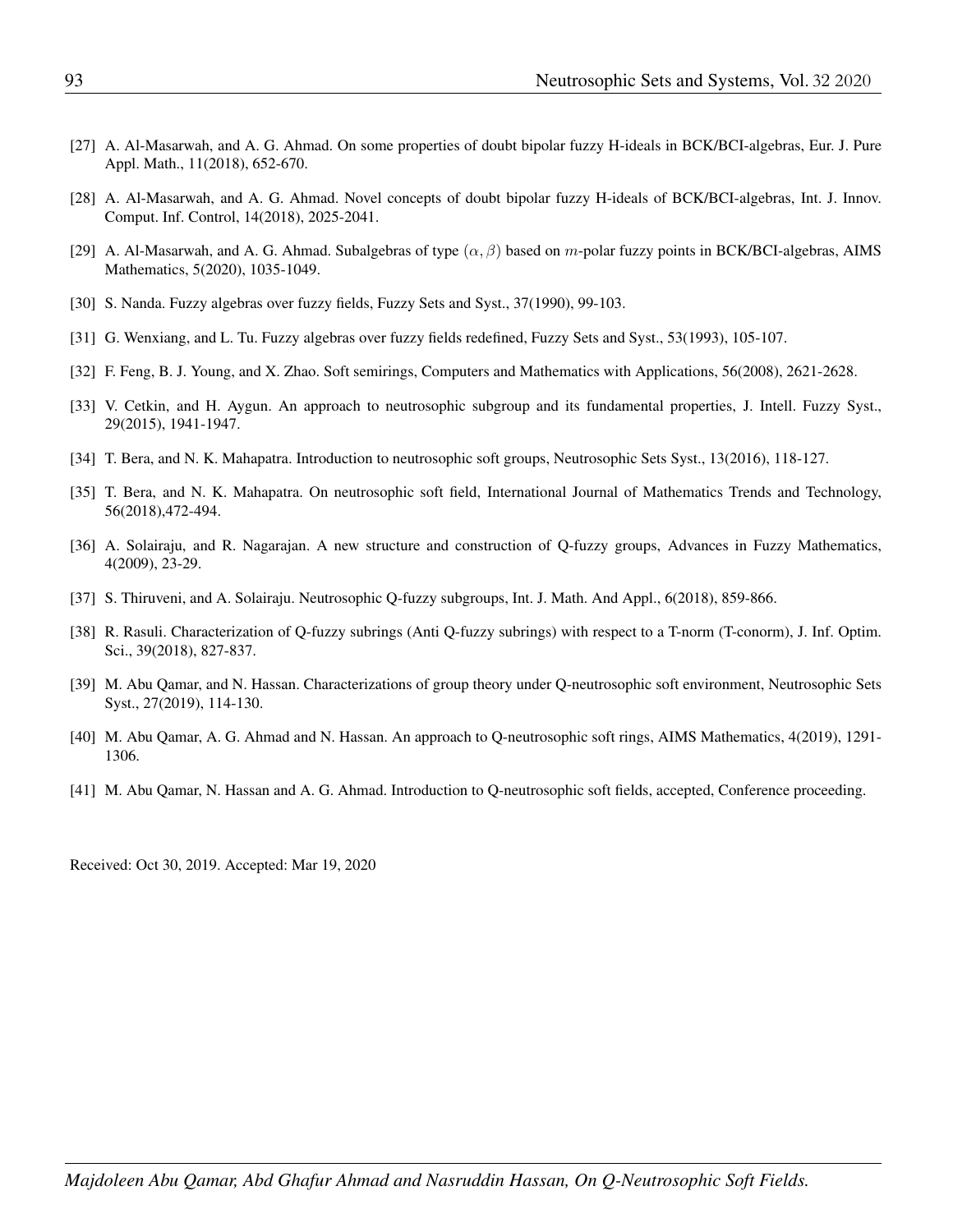[27] A. Al-Masarwah, and A. G. Ahmad. On some properties of doubt bipolar fuzzy H-ideals in BCK/BCI-algebras, Eur. J. Pure Appl. Math., 11(2018), 652-670.

[28] A. Al-Masarwah, and A. G. Ahmad. Novel concepts of doubt bipolar fuzzy H-ideals of BCK/BCI-algebras, Int. J. Innov. Comput. Inf. Control, 14(2018), 2025-2041.

[29] A. Al-Masarwah, and A. G. Ahmad. Subalgebras of type $(\alpha, \beta)$ based on $m$-polar fuzzy points in BCK/BCI-algebras, AIMS Mathematics, 5(2020), 1035-1049.

[30] S. Nanda. Fuzzy algebras over fuzzy fields, Fuzzy Sets and Syst., 37(1990), 99-103.

[31] G. Wenxiang, and L. Tu. Fuzzy algebras over fuzzy fields redefined, Fuzzy Sets and Syst., 53(1993), 105-107.

[32] F. Feng, B. J. Young, and X. Zhao. Soft semirings, Computers and Mathematics with Applications, 56(2008), 2621-2628.

[33] V. Cetkin, and H. Aygun. An approach to neutrosophic subgroup and its fundamental properties, J. Intell. Fuzzy Syst., 29(2015), 1941-1947.

[34] T. Bera, and N. K. Mahapatra. Introduction to neutrosophic soft groups, Neutrosophic Sets Syst., 13(2016), 118-127.

[35] T. Bera, and N. K. Mahapatra. On neutrosophic soft field, International Journal of Mathematics Trends and Technology, 56(2018),472-494.

[36] A. Solairaju, and R. Nagarajan. A new structure and construction of Q-fuzzy groups, Advances in Fuzzy Mathematics, 4(2009), 23-29.

[37] S. Thiruveni, and A. Solairaju. Neutrosophic Q-fuzzy subgroups, Int. J. Math. And Appl., 6(2018), 859-866.

[38] R. Rasuli. Characterization of Q-fuzzy subrings (Anti Q-fuzzy subrings) with respect to a T-norm (T-conorm), J. Inf. Optim. Sci., 39(2018), 827-837.

[39] M. Abu Qamar, and N. Hassan. Characterizations of group theory under Q-neutrosophic soft environment, Neutrosophic Sets Syst., 27(2019), 114-130.

[40] M. Abu Qamar, A. G. Ahmad and N. Hassan. An approach to Q-neutrosophic soft rings, AIMS Mathematics, 4(2019), 1291-1306.

[41] M. Abu Qamar, N. Hassan and A. G. Ahmad. Introduction to Q-neutrosophic soft fields, accepted, Conference proceeding.

Received: Oct 30, 2019. Accepted: Mar 19, 2020